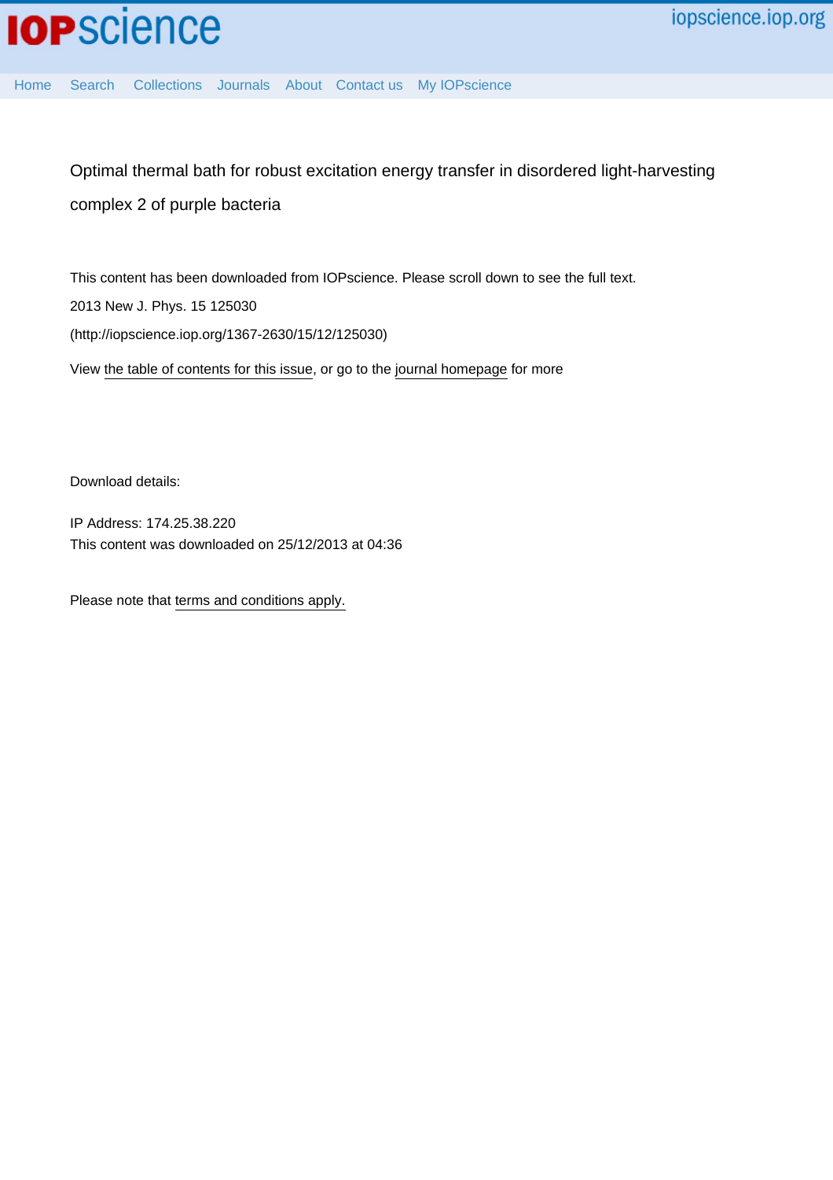Optimal thermal bath for robust excitation energy transfer in disordered light-harvesting complex 2 of purple bacteria

This content has been downloaded from IOPscience. Please scroll down to see the full text.

2013 New J. Phys. 15 125030

(http://iopscience.iop.org/1367-2630/15/12/125030)

View the table of contents for this issue, or go to the journal homepage for more

Download details:

IP Address: 174.25.38.220

This content was downloaded on 25/12/2013 at 04:36

Please note that terms and conditions apply.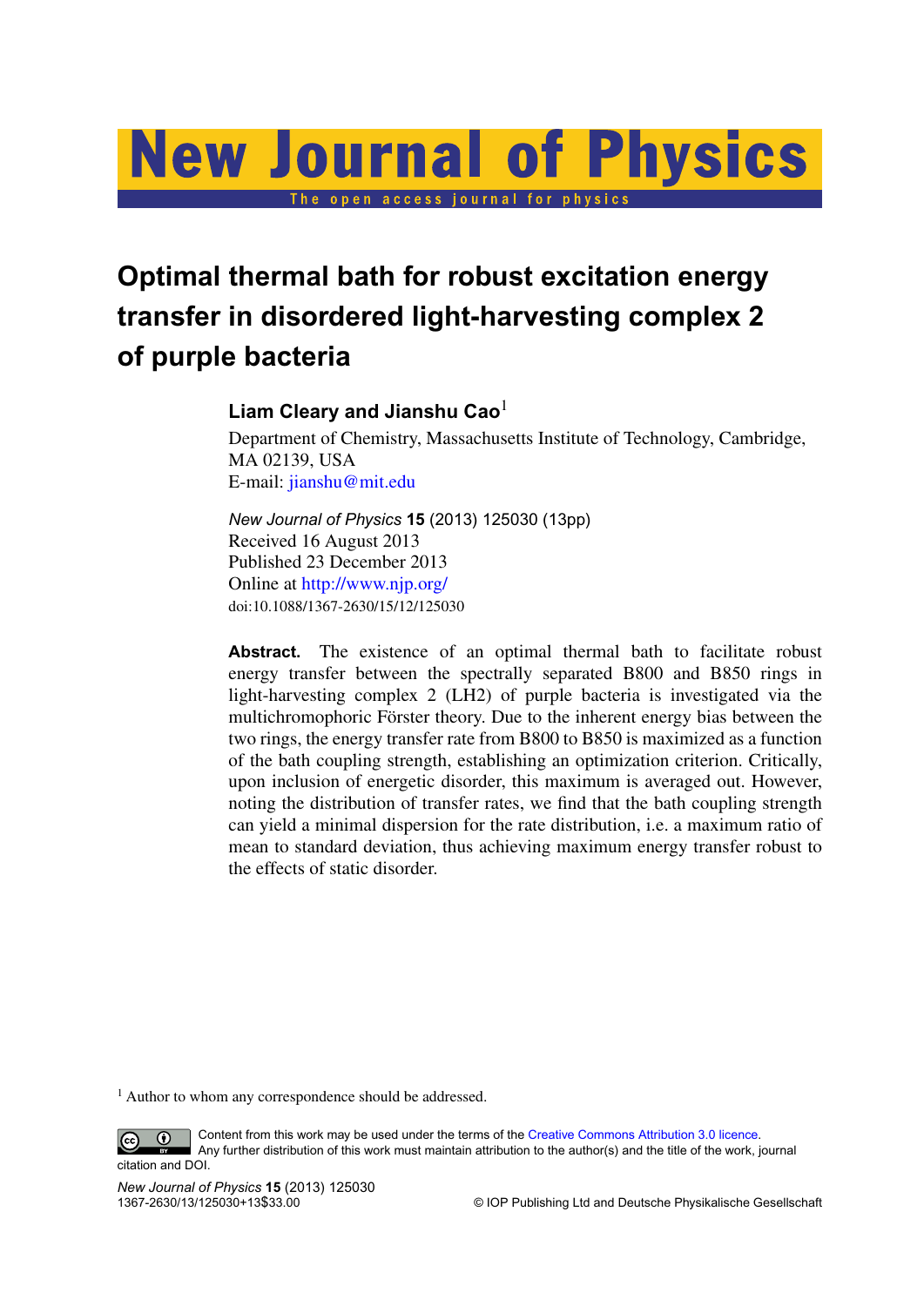# Optimal thermal bath for robust excitation energy transfer in disordered light-harvesting complex 2 of purple bacteria

**Liam Cleary and Jianshu Cao**[1]

Department of Chemistry, Massachusetts Institute of Technology, Cambridge, MA 02139, USA

E-mail: jianshu@mit.edu

*New Journal of Physics* **15** (2013) 125030 (13pp)

Received 16 August 2013

Published 23 December 2013

Online at http://www.njp.org/

doi:10.1088/1367-2630/15/12/125030

**Abstract.** The existence of an optimal thermal bath to facilitate robust energy transfer between the spectrally separated B800 and B850 rings in light-harvesting complex 2 (LH2) of purple bacteria is investigated via the multichromophoric Förster theory. Due to the inherent energy bias between the two rings, the energy transfer rate from B800 to B850 is maximized as a function of the bath coupling strength, establishing an optimization criterion. Critically, upon inclusion of energetic disorder, this maximum is averaged out. However, noting the distribution of transfer rates, we find that the bath coupling strength can yield a minimal dispersion for the rate distribution, i.e. a maximum ratio of mean to standard deviation, thus achieving maximum energy transfer robust to the effects of static disorder.

[1] Author to whom any correspondence should be addressed.

Content from this work may be used under the terms of the Creative Commons Attribution 3.0 licence. Any further distribution of this work must maintain attribution to the author(s) and the title of the work, journal citation and DOI.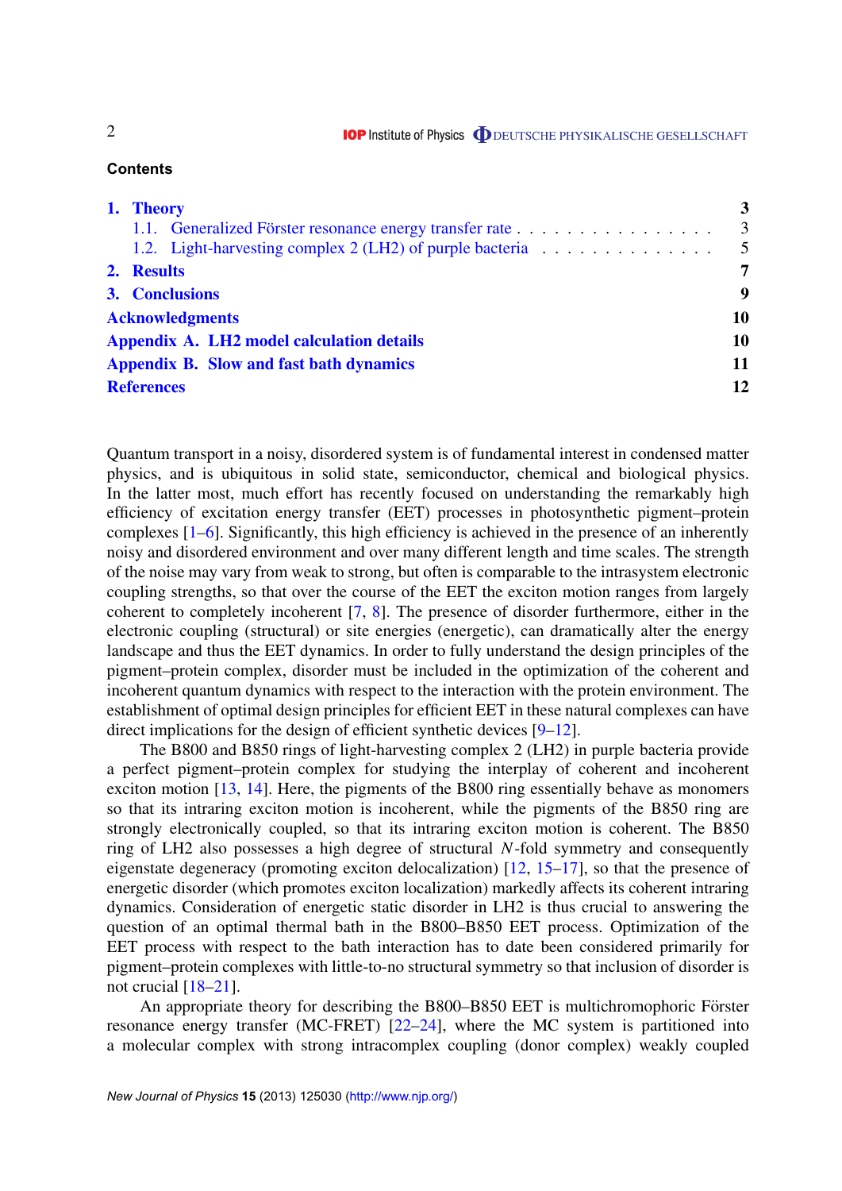## Contents

| | |
|---|---|
| **1. Theory** | **3** |
| 1.1. Generalized Förster resonance energy transfer rate | 3 |
| 1.2. Light-harvesting complex 2 (LH2) of purple bacteria | 5 |
| **2. Results** | **7** |
| **3. Conclusions** | **9** |
| **Acknowledgments** | **10** |
| **Appendix A. LH2 model calculation details** | **10** |
| **Appendix B. Slow and fast bath dynamics** | **11** |
| **References** | **12** |

Quantum transport in a noisy, disordered system is of fundamental interest in condensed matter physics, and is ubiquitous in solid state, semiconductor, chemical and biological physics. In the latter most, much effort has recently focused on understanding the remarkably high efficiency of excitation energy transfer (EET) processes in photosynthetic pigment–protein complexes [1–6]. Significantly, this high efficiency is achieved in the presence of an inherently noisy and disordered environment and over many different length and time scales. The strength of the noise may vary from weak to strong, but often is comparable to the intrasystem electronic coupling strengths, so that over the course of the EET the exciton motion ranges from largely coherent to completely incoherent [7, 8]. The presence of disorder furthermore, either in the electronic coupling (structural) or site energies (energetic), can dramatically alter the energy landscape and thus the EET dynamics. In order to fully understand the design principles of the pigment–protein complex, disorder must be included in the optimization of the coherent and incoherent quantum dynamics with respect to the interaction with the protein environment. The establishment of optimal design principles for efficient EET in these natural complexes can have direct implications for the design of efficient synthetic devices [9–12].

The B800 and B850 rings of light-harvesting complex 2 (LH2) in purple bacteria provide a perfect pigment–protein complex for studying the interplay of coherent and incoherent exciton motion [13, 14]. Here, the pigments of the B800 ring essentially behave as monomers so that its intraring exciton motion is incoherent, while the pigments of the B850 ring are strongly electronically coupled, so that its intraring exciton motion is coherent. The B850 ring of LH2 also possesses a high degree of structural $N$-fold symmetry and consequently eigenstate degeneracy (promoting exciton delocalization) [12, 15–17], so that the presence of energetic disorder (which promotes exciton localization) markedly affects its coherent intraring dynamics. Consideration of energetic static disorder in LH2 is thus crucial to answering the question of an optimal thermal bath in the B800–B850 EET process. Optimization of the EET process with respect to the bath interaction has to date been considered primarily for pigment–protein complexes with little-to-no structural symmetry so that inclusion of disorder is not crucial [18–21].

An appropriate theory for describing the B800–B850 EET is multichromophoric Förster resonance energy transfer (MC-FRET) [22–24], where the MC system is partitioned into a molecular complex with strong intracomplex coupling (donor complex) weakly coupled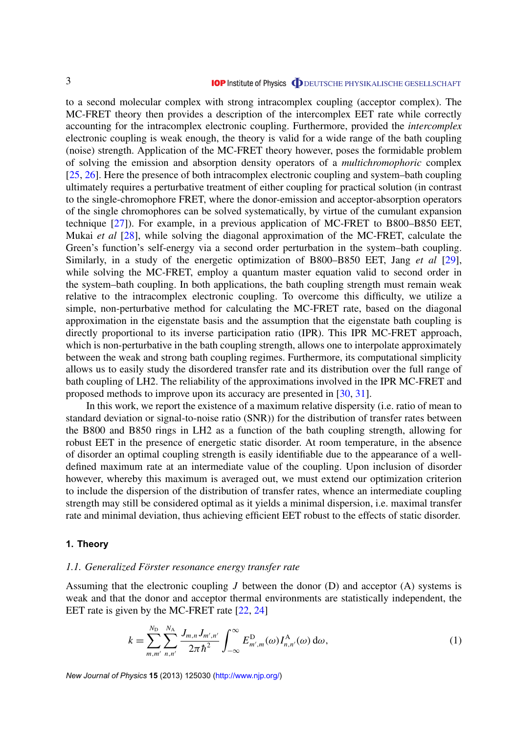to a second molecular complex with strong intracomplex coupling (acceptor complex). The MC-FRET theory then provides a description of the intercomplex EET rate while correctly accounting for the intracomplex electronic coupling. Furthermore, provided the *intercomplex* electronic coupling is weak enough, the theory is valid for a wide range of the bath coupling (noise) strength. Application of the MC-FRET theory however, poses the formidable problem of solving the emission and absorption density operators of a *multichromophoric* complex [25, 26]. Here the presence of both intracomplex electronic coupling and system–bath coupling ultimately requires a perturbative treatment of either coupling for practical solution (in contrast to the single-chromophore FRET, where the donor-emission and acceptor-absorption operators of the single chromophores can be solved systematically, by virtue of the cumulant expansion technique [27]). For example, in a previous application of MC-FRET to B800–B850 EET, Mukai *et al* [28], while solving the diagonal approximation of the MC-FRET, calculate the Green's function's self-energy via a second order perturbation in the system–bath coupling. Similarly, in a study of the energetic optimization of B800–B850 EET, Jang *et al* [29], while solving the MC-FRET, employ a quantum master equation valid to second order in the system–bath coupling. In both applications, the bath coupling strength must remain weak relative to the intracomplex electronic coupling. To overcome this difficulty, we utilize a simple, non-perturbative method for calculating the MC-FRET rate, based on the diagonal approximation in the eigenstate basis and the assumption that the eigenstate bath coupling is directly proportional to its inverse participation ratio (IPR). This IPR MC-FRET approach, which is non-perturbative in the bath coupling strength, allows one to interpolate approximately between the weak and strong bath coupling regimes. Furthermore, its computational simplicity allows us to easily study the disordered transfer rate and its distribution over the full range of bath coupling of LH2. The reliability of the approximations involved in the IPR MC-FRET and proposed methods to improve upon its accuracy are presented in [30, 31].

In this work, we report the existence of a maximum relative dispersity (i.e. ratio of mean to standard deviation or signal-to-noise ratio (SNR)) for the distribution of transfer rates between the B800 and B850 rings in LH2 as a function of the bath coupling strength, allowing for robust EET in the presence of energetic static disorder. At room temperature, in the absence of disorder an optimal coupling strength is easily identifiable due to the appearance of a well-defined maximum rate at an intermediate value of the coupling. Upon inclusion of disorder however, whereby this maximum is averaged out, we must extend our optimization criterion to include the dispersion of the distribution of transfer rates, whence an intermediate coupling strength may still be considered optimal as it yields a minimal dispersion, i.e. maximal transfer rate and minimal deviation, thus achieving efficient EET robust to the effects of static disorder.

## 1. Theory

### 1.1. Generalized Förster resonance energy transfer rate

Assuming that the electronic coupling $J$ between the donor (D) and acceptor (A) systems is weak and that the donor and acceptor thermal environments are statistically independent, the EET rate is given by the MC-FRET rate [22, 24]

$$k = \sum_{m,m'}^{N_{\mathrm{D}}} \sum_{n,n'}^{N_{\mathrm{A}}} \frac{J_{m,n} J_{m',n'}}{2\pi \hbar^2} \int_{-\infty}^{\infty} E^{\mathrm{D}}_{m',m}(\omega) I^{\mathrm{A}}_{n,n'}(\omega)\, \mathrm{d}\omega, \tag{1}$$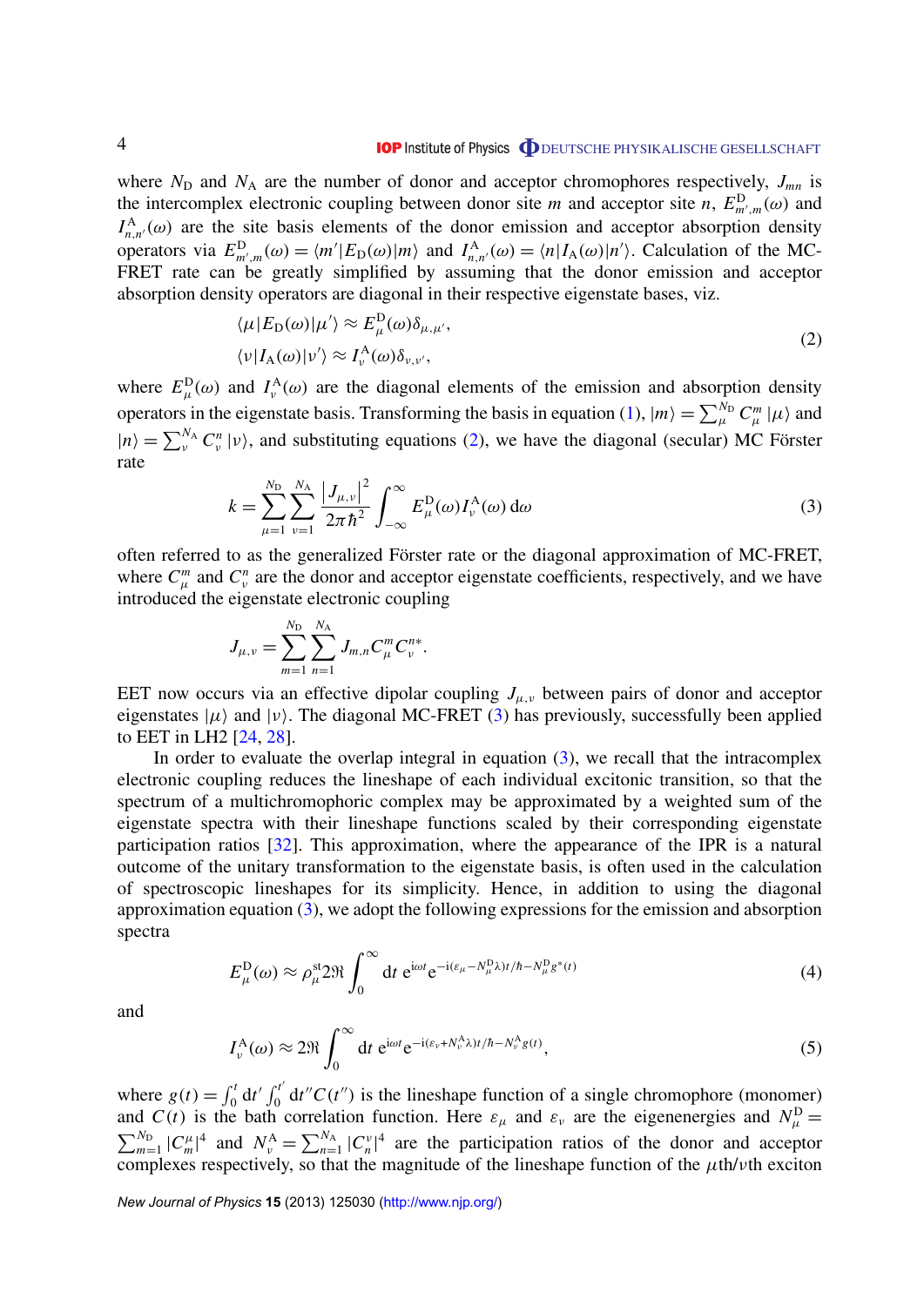where $N_D$ and $N_A$ are the number of donor and acceptor chromophores respectively, $J_{mn}$ is the intercomplex electronic coupling between donor site $m$ and acceptor site $n$, $E^{D}_{m',m}(\omega)$ and $I^{A}_{n,n'}(\omega)$ are the site basis elements of the donor emission and acceptor absorption density operators via $E^{D}_{m',m}(\omega) = \langle m'|E_D(\omega)|m\rangle$ and $I^{A}_{n,n'}(\omega) = \langle n|I_A(\omega)|n'\rangle$. Calculation of the MC-FRET rate can be greatly simplified by assuming that the donor emission and acceptor absorption density operators are diagonal in their respective eigenstate bases, viz.

$$
\begin{aligned}
\langle\mu|E_D(\omega)|\mu'\rangle &\approx E^{D}_{\mu}(\omega)\delta_{\mu,\mu'},\\
\langle\nu|I_A(\omega)|\nu'\rangle &\approx I^{A}_{\nu}(\omega)\delta_{\nu,\nu'},
\end{aligned}
\tag{2}
$$

where $E^{D}_{\mu}(\omega)$ and $I^{A}_{\nu}(\omega)$ are the diagonal elements of the emission and absorption density operators in the eigenstate basis. Transforming the basis in equation (1), $|m\rangle = \sum_{\mu}^{N_D} C^{m}_{\mu}\,|\mu\rangle$ and $|n\rangle = \sum_{\nu}^{N_A} C^{n}_{\nu}\,|\nu\rangle$, and substituting equations (2), we have the diagonal (secular) MC Förster rate

$$
k = \sum_{\mu=1}^{N_D}\sum_{\nu=1}^{N_A} \frac{\left|J_{\mu,\nu}\right|^2}{2\pi\hbar^2}\int_{-\infty}^{\infty} E^{D}_{\mu}(\omega) I^{A}_{\nu}(\omega)\,\mathrm{d}\omega \tag{3}
$$

often referred to as the generalized Förster rate or the diagonal approximation of MC-FRET, where $C^{m}_{\mu}$ and $C^{n}_{\nu}$ are the donor and acceptor eigenstate coefficients, respectively, and we have introduced the eigenstate electronic coupling

$$
J_{\mu,\nu} = \sum_{m=1}^{N_D}\sum_{n=1}^{N_A} J_{m,n} C^{m}_{\mu} C^{n*}_{\nu}.
$$

EET now occurs via an effective dipolar coupling $J_{\mu,\nu}$ between pairs of donor and acceptor eigenstates $|\mu\rangle$ and $|\nu\rangle$. The diagonal MC-FRET (3) has previously, successfully been applied to EET in LH2 [24, 28].

In order to evaluate the overlap integral in equation (3), we recall that the intracomplex electronic coupling reduces the lineshape of each individual excitonic transition, so that the spectrum of a multichromophoric complex may be approximated by a weighted sum of the eigenstate spectra with their lineshape functions scaled by their corresponding eigenstate participation ratios [32]. This approximation, where the appearance of the IPR is a natural outcome of the unitary transformation to the eigenstate basis, is often used in the calculation of spectroscopic lineshapes for its simplicity. Hence, in addition to using the diagonal approximation equation (3), we adopt the following expressions for the emission and absorption spectra

$$
E^{D}_{\mu}(\omega) \approx \rho^{\mathrm{st}}_{\mu} 2\Re \int_{0}^{\infty} \mathrm{d}t\; \mathrm{e}^{\mathrm{i}\omega t} \mathrm{e}^{-\mathrm{i}(\varepsilon_{\mu} - N^{D}_{\mu}\lambda)t/\hbar - N^{D}_{\mu} g^{*}(t)} \tag{4}
$$

and

$$
I^{A}_{\nu}(\omega) \approx 2\Re \int_{0}^{\infty} \mathrm{d}t\; \mathrm{e}^{\mathrm{i}\omega t} \mathrm{e}^{-\mathrm{i}(\varepsilon_{\nu} + N^{A}_{\nu}\lambda)t/\hbar - N^{A}_{\nu} g(t)}, \tag{5}
$$

where $g(t) = \int_0^t \mathrm{d}t' \int_0^{t'} \mathrm{d}t'' C(t'')$ is the lineshape function of a single chromophore (monomer) and $C(t)$ is the bath correlation function. Here $\varepsilon_{\mu}$ and $\varepsilon_{\nu}$ are the eigenenergies and $N^{D}_{\mu} = \sum_{m=1}^{N_D} |C^{\mu}_{m}|^4$ and $N^{A}_{\nu} = \sum_{n=1}^{N_A} |C^{\nu}_{n}|^4$ are the participation ratios of the donor and acceptor complexes respectively, so that the magnitude of the lineshape function of the $\mu$th/$\nu$th exciton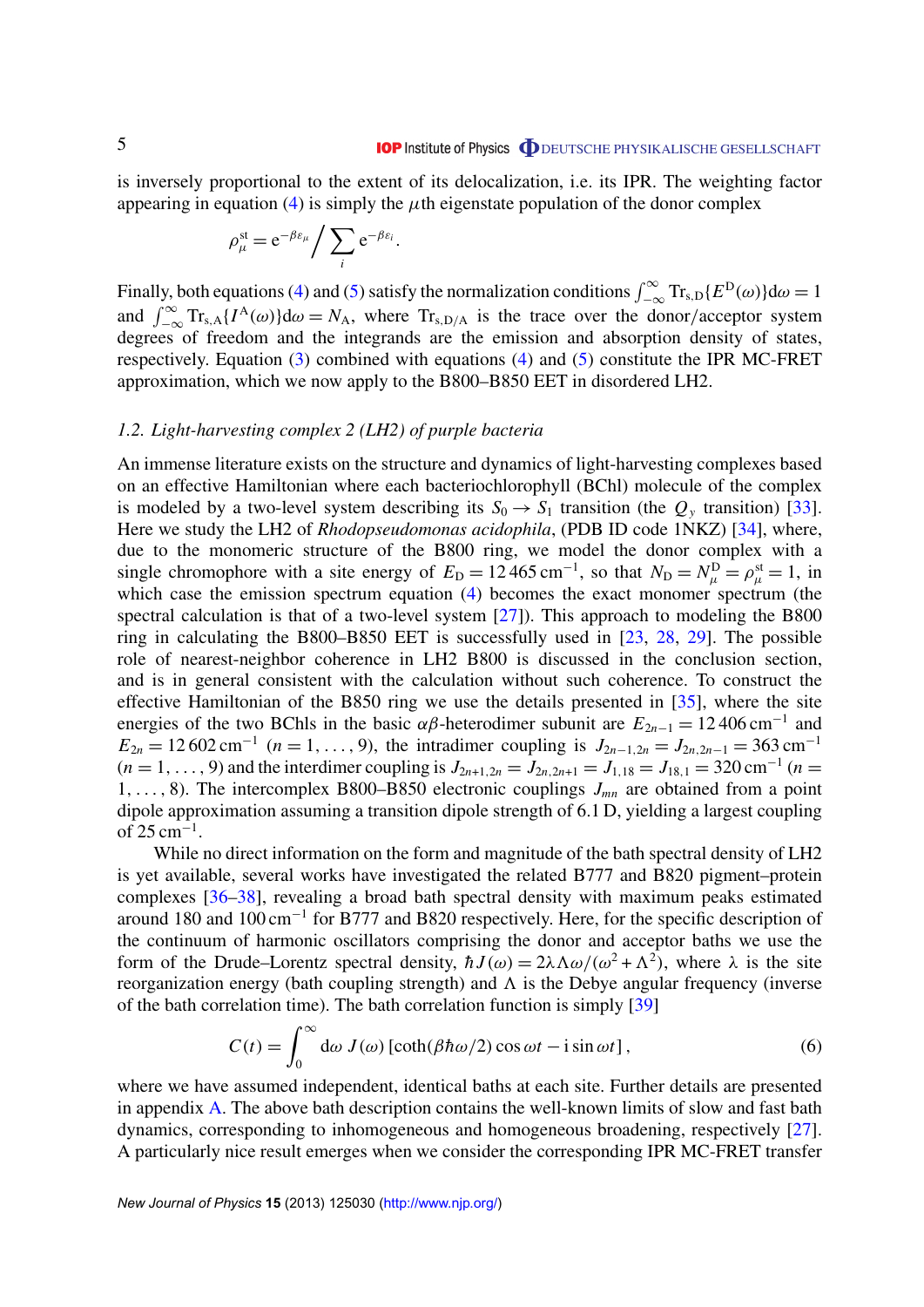is inversely proportional to the extent of its delocalization, i.e. its IPR. The weighting factor appearing in equation (4) is simply the $\mu$th eigenstate population of the donor complex

$$\rho_\mu^{\mathrm{st}} = \mathrm{e}^{-\beta\varepsilon_\mu} \Big/ \sum_i \mathrm{e}^{-\beta\varepsilon_i}.$$

Finally, both equations (4) and (5) satisfy the normalization conditions $\int_{-\infty}^{\infty} \mathrm{Tr}_{\mathrm{s,D}}\{E^{\mathrm{D}}(\omega)\}\mathrm{d}\omega = 1$ and $\int_{-\infty}^{\infty} \mathrm{Tr}_{\mathrm{s,A}}\{I^{\mathrm{A}}(\omega)\}\mathrm{d}\omega = N_{\mathrm{A}}$, where $\mathrm{Tr}_{\mathrm{s,D/A}}$ is the trace over the donor/acceptor system degrees of freedom and the integrands are the emission and absorption density of states, respectively. Equation (3) combined with equations (4) and (5) constitute the IPR MC-FRET approximation, which we now apply to the B800–B850 EET in disordered LH2.

### *1.2. Light-harvesting complex 2 (LH2) of purple bacteria*

An immense literature exists on the structure and dynamics of light-harvesting complexes based on an effective Hamiltonian where each bacteriochlorophyll (BChl) molecule of the complex is modeled by a two-level system describing its $S_0 \to S_1$ transition (the $Q_y$ transition) [33]. Here we study the LH2 of *Rhodopseudomonas acidophila*, (PDB ID code 1NKZ) [34], where, due to the monomeric structure of the B800 ring, we model the donor complex with a single chromophore with a site energy of $E_{\mathrm{D}} = 12\,465\ \mathrm{cm}^{-1}$, so that $N_{\mathrm{D}} = N_\mu^{\mathrm{D}} = \rho_\mu^{\mathrm{st}} = 1$, in which case the emission spectrum equation (4) becomes the exact monomer spectrum (the spectral calculation is that of a two-level system [27]). This approach to modeling the B800 ring in calculating the B800–B850 EET is successfully used in [23, 28, 29]. The possible role of nearest-neighbor coherence in LH2 B800 is discussed in the conclusion section, and is in general consistent with the calculation without such coherence. To construct the effective Hamiltonian of the B850 ring we use the details presented in [35], where the site energies of the two BChls in the basic $\alpha\beta$-heterodimer subunit are $E_{2n-1} = 12\,406\ \mathrm{cm}^{-1}$ and $E_{2n} = 12\,602\ \mathrm{cm}^{-1}$ ($n = 1, \ldots, 9$), the intradimer coupling is $J_{2n-1,2n} = J_{2n,2n-1} = 363\ \mathrm{cm}^{-1}$ ($n = 1, \ldots, 9$) and the interdimer coupling is $J_{2n+1,2n} = J_{2n,2n+1} = J_{1,18} = J_{18,1} = 320\ \mathrm{cm}^{-1}$ ($n = 1, \ldots, 8$). The intercomplex B800–B850 electronic couplings $J_{mn}$ are obtained from a point dipole approximation assuming a transition dipole strength of 6.1 D, yielding a largest coupling of $25\ \mathrm{cm}^{-1}$.

While no direct information on the form and magnitude of the bath spectral density of LH2 is yet available, several works have investigated the related B777 and B820 pigment–protein complexes [36–38], revealing a broad bath spectral density with maximum peaks estimated around 180 and $100\ \mathrm{cm}^{-1}$ for B777 and B820 respectively. Here, for the specific description of the continuum of harmonic oscillators comprising the donor and acceptor baths we use the form of the Drude–Lorentz spectral density, $\hbar J(\omega) = 2\lambda\Lambda\omega/(\omega^2 + \Lambda^2)$, where $\lambda$ is the site reorganization energy (bath coupling strength) and $\Lambda$ is the Debye angular frequency (inverse of the bath correlation time). The bath correlation function is simply [39]

$$C(t) = \int_0^\infty \mathrm{d}\omega\ J(\omega)\,[\coth(\beta\hbar\omega/2)\cos\omega t - \mathrm{i}\sin\omega t]\,, \tag{6}$$

where we have assumed independent, identical baths at each site. Further details are presented in appendix A. The above bath description contains the well-known limits of slow and fast bath dynamics, corresponding to inhomogeneous and homogeneous broadening, respectively [27]. A particularly nice result emerges when we consider the corresponding IPR MC-FRET transfer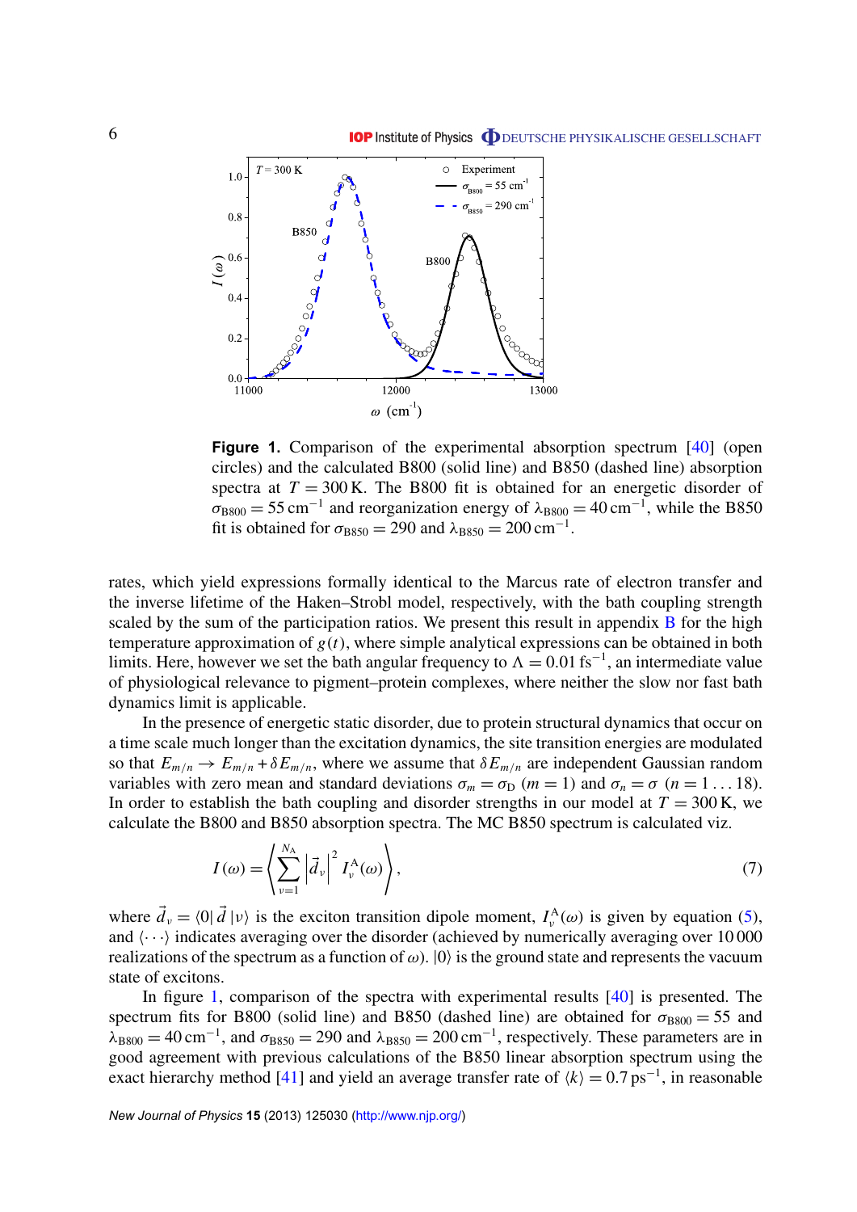T = 300 K

Experiment

$\sigma_{B800}$ = 55 cm$^{-1}$

$\sigma_{B850}$ = 290 cm$^{-1}$

B850

B800

I (ω)

1.0

0.8

0.6

0.4

0.2

0.0

11000

12000

13000

ω (cm$^{-1}$)

**Figure 1.** Comparison of the experimental absorption spectrum [40] (open circles) and the calculated B800 (solid line) and B850 (dashed line) absorption spectra at $T = 300\,\mathrm{K}$. The B800 fit is obtained for an energetic disorder of $\sigma_{\mathrm{B800}} = 55\,\mathrm{cm}^{-1}$ and reorganization energy of $\lambda_{\mathrm{B800}} = 40\,\mathrm{cm}^{-1}$, while the B850 fit is obtained for $\sigma_{\mathrm{B850}} = 290$ and $\lambda_{\mathrm{B850}} = 200\,\mathrm{cm}^{-1}$.

rates, which yield expressions formally identical to the Marcus rate of electron transfer and the inverse lifetime of the Haken–Strobl model, respectively, with the bath coupling strength scaled by the sum of the participation ratios. We present this result in appendix B for the high temperature approximation of $g(t)$, where simple analytical expressions can be obtained in both limits. Here, however we set the bath angular frequency to $\Lambda = 0.01\,\mathrm{fs}^{-1}$, an intermediate value of physiological relevance to pigment–protein complexes, where neither the slow nor fast bath dynamics limit is applicable.

In the presence of energetic static disorder, due to protein structural dynamics that occur on a time scale much longer than the excitation dynamics, the site transition energies are modulated so that $E_{m/n} \to E_{m/n} + \delta E_{m/n}$, where we assume that $\delta E_{m/n}$ are independent Gaussian random variables with zero mean and standard deviations $\sigma_m = \sigma_{\mathrm{D}}$ $(m = 1)$ and $\sigma_n = \sigma$ $(n = 1 \ldots 18)$. In order to establish the bath coupling and disorder strengths in our model at $T = 300\,\mathrm{K}$, we calculate the B800 and B850 absorption spectra. The MC B850 spectrum is calculated viz.

$$I(\omega) = \left\langle \sum_{\nu=1}^{N_{\mathrm{A}}} \left| \vec{d}_\nu \right|^2 I^{\mathrm{A}}_\nu(\omega) \right\rangle, \tag{7}$$

where $\vec{d}_\nu = \langle 0 | \, \vec{d} \, | \nu \rangle$ is the exciton transition dipole moment, $I^{\mathrm{A}}_\nu(\omega)$ is given by equation (5), and $\langle \cdots \rangle$ indicates averaging over the disorder (achieved by numerically averaging over 10 000 realizations of the spectrum as a function of $\omega$). $|0\rangle$ is the ground state and represents the vacuum state of excitons.

In figure 1, comparison of the spectra with experimental results [40] is presented. The spectrum fits for B800 (solid line) and B850 (dashed line) are obtained for $\sigma_{\mathrm{B800}} = 55$ and $\lambda_{\mathrm{B800}} = 40\,\mathrm{cm}^{-1}$, and $\sigma_{\mathrm{B850}} = 290$ and $\lambda_{\mathrm{B850}} = 200\,\mathrm{cm}^{-1}$, respectively. These parameters are in good agreement with previous calculations of the B850 linear absorption spectrum using the exact hierarchy method [41] and yield an average transfer rate of $\langle k \rangle = 0.7\,\mathrm{ps}^{-1}$, in reasonable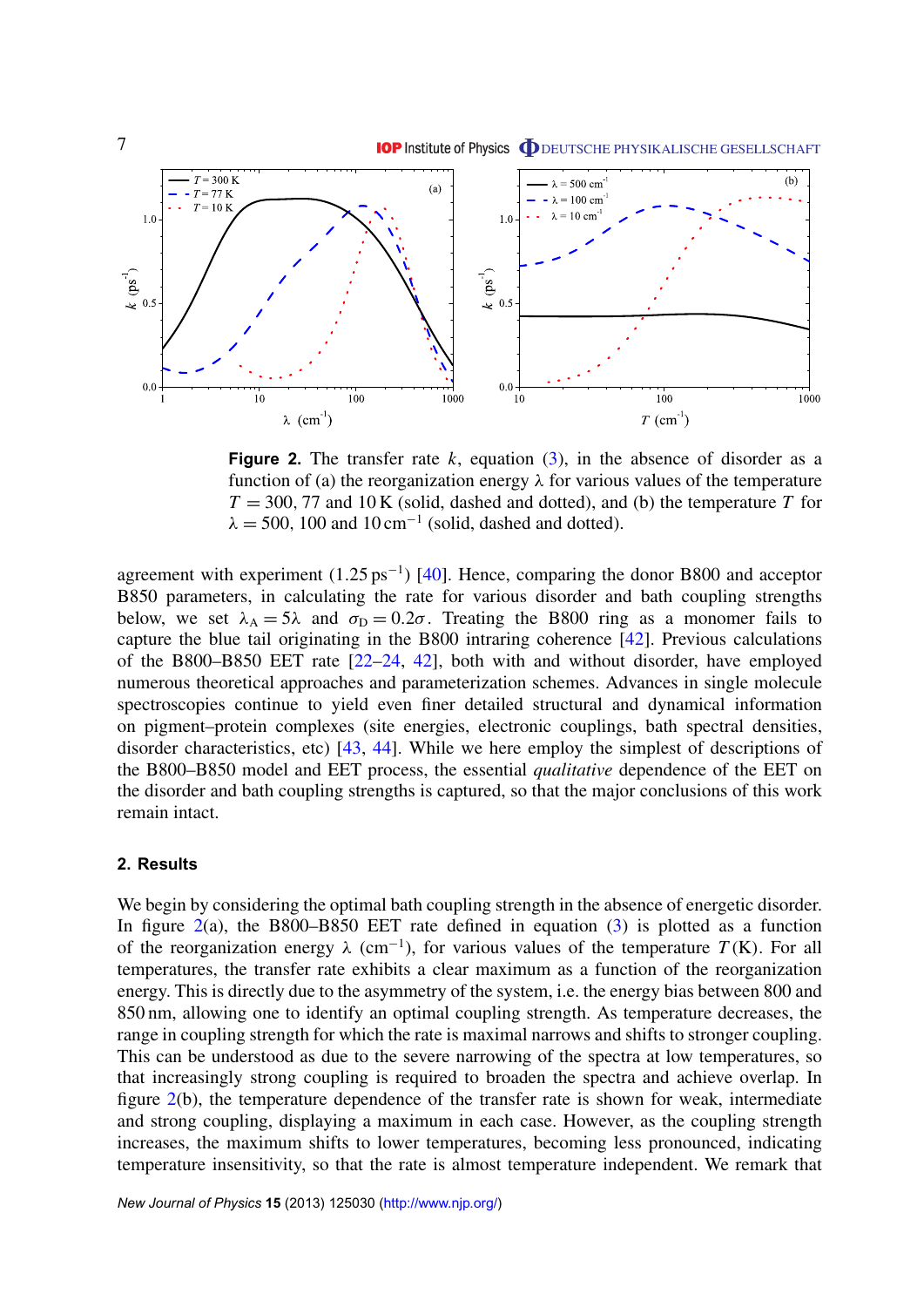(a)

— $T = 300$ K
- - $T = 77$ K
· · $T = 10$ K

$k$ (ps$^{-1}$)

1.0
0.5
0.0

1
10
100
1000

$\lambda$ (cm$^{-1}$)

(b)

— $\lambda = 500$ cm$^{-1}$
- - $\lambda = 100$ cm$^{-1}$
· · $\lambda = 10$ cm$^{-1}$

$k$ (ps$^{-1}$)

1.0
0.5
0.0

10
100
1000

$T$ (cm$^{-1}$)

**Figure 2.** The transfer rate $k$, equation (3), in the absence of disorder as a function of (a) the reorganization energy $\lambda$ for various values of the temperature $T = 300$, 77 and 10 K (solid, dashed and dotted), and (b) the temperature $T$ for $\lambda = 500$, 100 and 10 cm$^{-1}$ (solid, dashed and dotted).

agreement with experiment (1.25 ps$^{-1}$) [40]. Hence, comparing the donor B800 and acceptor B850 parameters, in calculating the rate for various disorder and bath coupling strengths below, we set $\lambda_A = 5\lambda$ and $\sigma_D = 0.2\sigma$. Treating the B800 ring as a monomer fails to capture the blue tail originating in the B800 intraring coherence [42]. Previous calculations of the B800–B850 EET rate [22–24, 42], both with and without disorder, have employed numerous theoretical approaches and parameterization schemes. Advances in single molecule spectroscopies continue to yield even finer detailed structural and dynamical information on pigment–protein complexes (site energies, electronic couplings, bath spectral densities, disorder characteristics, etc) [43, 44]. While we here employ the simplest of descriptions of the B800–B850 model and EET process, the essential *qualitative* dependence of the EET on the disorder and bath coupling strengths is captured, so that the major conclusions of this work remain intact.

## 2. Results

We begin by considering the optimal bath coupling strength in the absence of energetic disorder. In figure 2(a), the B800–B850 EET rate defined in equation (3) is plotted as a function of the reorganization energy $\lambda$ (cm$^{-1}$), for various values of the temperature $T$ (K). For all temperatures, the transfer rate exhibits a clear maximum as a function of the reorganization energy. This is directly due to the asymmetry of the system, i.e. the energy bias between 800 and 850 nm, allowing one to identify an optimal coupling strength. As temperature decreases, the range in coupling strength for which the rate is maximal narrows and shifts to stronger coupling. This can be understood as due to the severe narrowing of the spectra at low temperatures, so that increasingly strong coupling is required to broaden the spectra and achieve overlap. In figure 2(b), the temperature dependence of the transfer rate is shown for weak, intermediate and strong coupling, displaying a maximum in each case. However, as the coupling strength increases, the maximum shifts to lower temperatures, becoming less pronounced, indicating temperature insensitivity, so that the rate is almost temperature independent. We remark that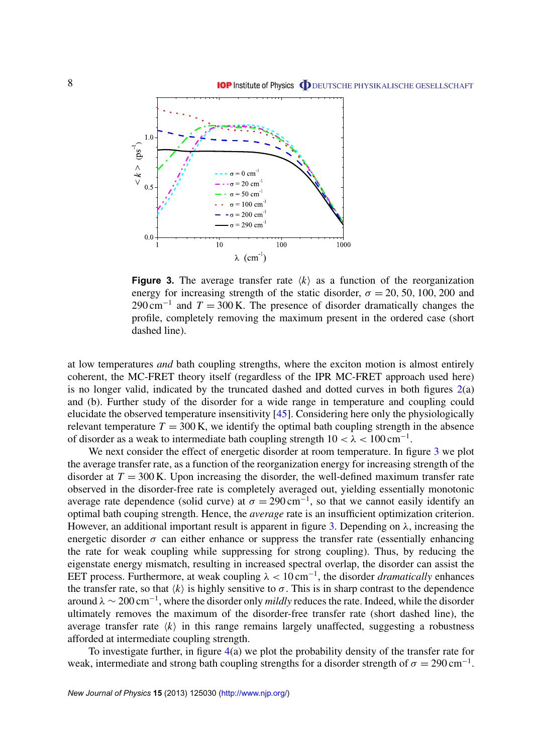$< k >$ (ps$^{-1}$)

1.0

0.5

0.0

1

10

100

1000

$\lambda$ (cm$^{-1}$)

$\sigma$ = 0 cm$^{-1}$

$\sigma$ = 20 cm$^{-1}$

$\sigma$ = 50 cm$^{-1}$

$\sigma$ = 100 cm$^{-1}$

$\sigma$ = 200 cm$^{-1}$

$\sigma$ = 290 cm$^{-1}$

**Figure 3.** The average transfer rate $\langle k \rangle$ as a function of the reorganization energy for increasing strength of the static disorder, $\sigma = 20$, 50, 100, 200 and $290\,\text{cm}^{-1}$ and $T = 300\,\text{K}$. The presence of disorder dramatically changes the profile, completely removing the maximum present in the ordered case (short dashed line).

at low temperatures *and* bath coupling strengths, where the exciton motion is almost entirely coherent, the MC-FRET theory itself (regardless of the IPR MC-FRET approach used here) is no longer valid, indicated by the truncated dashed and dotted curves in both figures 2(a) and (b). Further study of the disorder for a wide range in temperature and coupling could elucidate the observed temperature insensitivity [45]. Considering here only the physiologically relevant temperature $T = 300\,\text{K}$, we identify the optimal bath coupling strength in the absence of disorder as a weak to intermediate bath coupling strength $10 < \lambda < 100\,\text{cm}^{-1}$.

We next consider the effect of energetic disorder at room temperature. In figure 3 we plot the average transfer rate, as a function of the reorganization energy for increasing strength of the disorder at $T = 300\,\text{K}$. Upon increasing the disorder, the well-defined maximum transfer rate observed in the disorder-free rate is completely averaged out, yielding essentially monotonic average rate dependence (solid curve) at $\sigma = 290\,\text{cm}^{-1}$, so that we cannot easily identify an optimal bath couping strength. Hence, the *average* rate is an insufficient optimization criterion. However, an additional important result is apparent in figure 3. Depending on $\lambda$, increasing the energetic disorder $\sigma$ can either enhance or suppress the transfer rate (essentially enhancing the rate for weak coupling while suppressing for strong coupling). Thus, by reducing the eigenstate energy mismatch, resulting in increased spectral overlap, the disorder can assist the EET process. Furthermore, at weak coupling $\lambda < 10\,\text{cm}^{-1}$, the disorder *dramatically* enhances the transfer rate, so that $\langle k \rangle$ is highly sensitive to $\sigma$. This is in sharp contrast to the dependence around $\lambda \sim 200\,\text{cm}^{-1}$, where the disorder only *mildly* reduces the rate. Indeed, while the disorder ultimately removes the maximum of the disorder-free transfer rate (short dashed line), the average transfer rate $\langle k \rangle$ in this range remains largely unaffected, suggesting a robustness afforded at intermediate coupling strength.

To investigate further, in figure 4(a) we plot the probability density of the transfer rate for weak, intermediate and strong bath coupling strengths for a disorder strength of $\sigma = 290\,\text{cm}^{-1}$.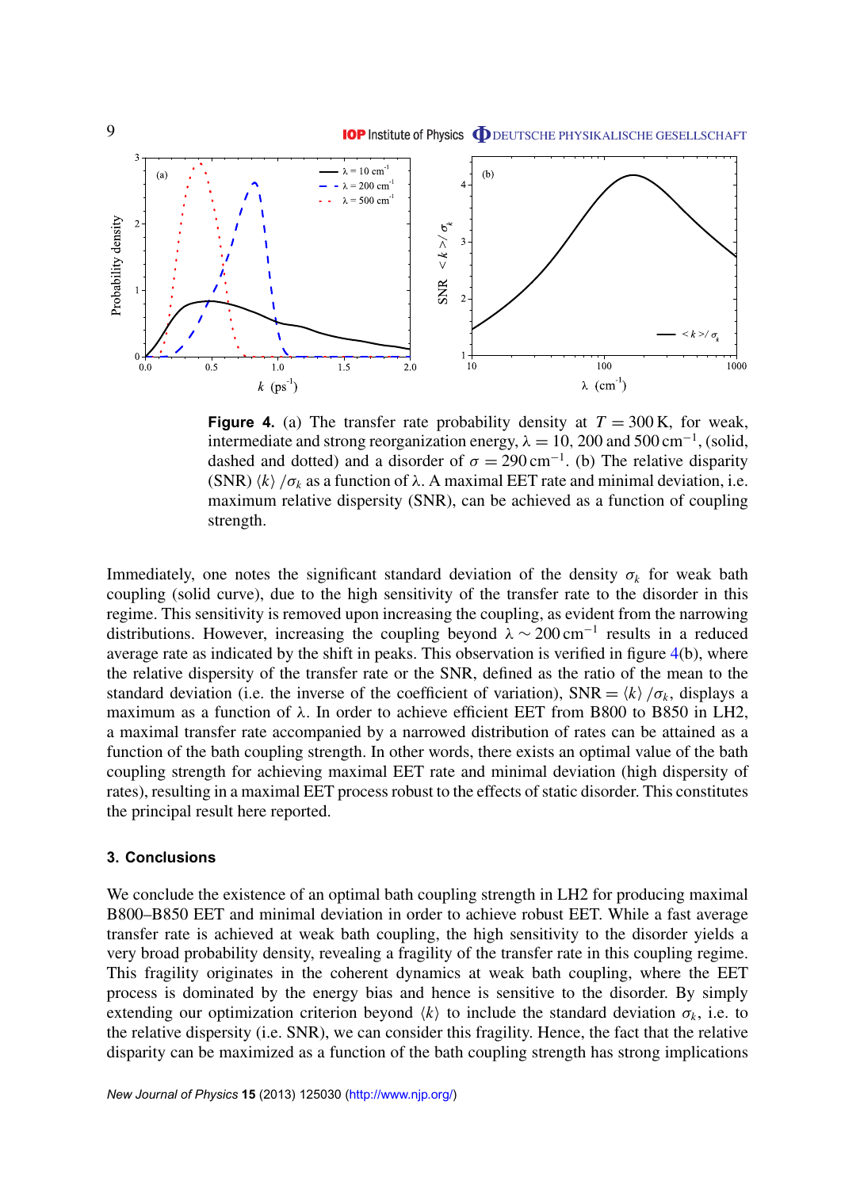(a)

Probability density

3

2

1

0

0.0 0.5 1.0 1.5 2.0

$k$ (ps$^{-1}$)

λ = 10 cm$^{-1}$

λ = 200 cm$^{-1}$

λ = 500 cm$^{-1}$

(b)

SNR $<k>/\sigma_k$

4

3

2

1

10 100 1000

λ (cm$^{-1}$)

$<k>/\sigma_k$

**Figure 4.** (a) The transfer rate probability density at $T = 300\,\mathrm{K}$, for weak, intermediate and strong reorganization energy, $\lambda = 10$, 200 and $500\,\mathrm{cm}^{-1}$, (solid, dashed and dotted) and a disorder of $\sigma = 290\,\mathrm{cm}^{-1}$. (b) The relative disparity (SNR) $\langle k \rangle / \sigma_k$ as a function of $\lambda$. A maximal EET rate and minimal deviation, i.e. maximum relative dispersity (SNR), can be achieved as a function of coupling strength.

Immediately, one notes the significant standard deviation of the density $\sigma_k$ for weak bath coupling (solid curve), due to the high sensitivity of the transfer rate to the disorder in this regime. This sensitivity is removed upon increasing the coupling, as evident from the narrowing distributions. However, increasing the coupling beyond $\lambda \sim 200\,\mathrm{cm}^{-1}$ results in a reduced average rate as indicated by the shift in peaks. This observation is verified in figure 4(b), where the relative dispersity of the transfer rate or the SNR, defined as the ratio of the mean to the standard deviation (i.e. the inverse of the coefficient of variation), $\mathrm{SNR} = \langle k \rangle / \sigma_k$, displays a maximum as a function of $\lambda$. In order to achieve efficient EET from B800 to B850 in LH2, a maximal transfer rate accompanied by a narrowed distribution of rates can be attained as a function of the bath coupling strength. In other words, there exists an optimal value of the bath coupling strength for achieving maximal EET rate and minimal deviation (high dispersity of rates), resulting in a maximal EET process robust to the effects of static disorder. This constitutes the principal result here reported.

## 3. Conclusions

We conclude the existence of an optimal bath coupling strength in LH2 for producing maximal B800–B850 EET and minimal deviation in order to achieve robust EET. While a fast average transfer rate is achieved at weak bath coupling, the high sensitivity to the disorder yields a very broad probability density, revealing a fragility of the transfer rate in this coupling regime. This fragility originates in the coherent dynamics at weak bath coupling, where the EET process is dominated by the energy bias and hence is sensitive to the disorder. By simply extending our optimization criterion beyond $\langle k \rangle$ to include the standard deviation $\sigma_k$, i.e. to the relative dispersity (i.e. SNR), we can consider this fragility. Hence, the fact that the relative disparity can be maximized as a function of the bath coupling strength has strong implications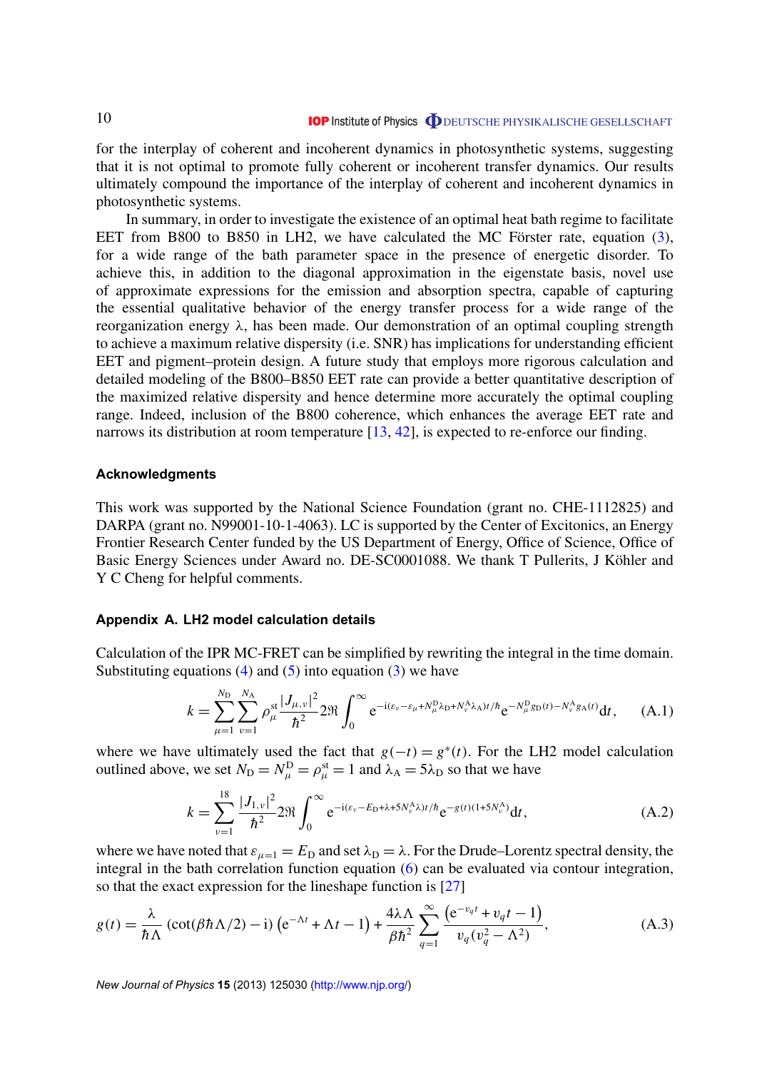for the interplay of coherent and incoherent dynamics in photosynthetic systems, suggesting that it is not optimal to promote fully coherent or incoherent transfer dynamics. Our results ultimately compound the importance of the interplay of coherent and incoherent dynamics in photosynthetic systems.

In summary, in order to investigate the existence of an optimal heat bath regime to facilitate EET from B800 to B850 in LH2, we have calculated the MC Förster rate, equation (3), for a wide range of the bath parameter space in the presence of energetic disorder. To achieve this, in addition to the diagonal approximation in the eigenstate basis, novel use of approximate expressions for the emission and absorption spectra, capable of capturing the essential qualitative behavior of the energy transfer process for a wide range of the reorganization energy $\lambda$, has been made. Our demonstration of an optimal coupling strength to achieve a maximum relative dispersity (i.e. SNR) has implications for understanding efficient EET and pigment–protein design. A future study that employs more rigorous calculation and detailed modeling of the B800–B850 EET rate can provide a better quantitative description of the maximized relative dispersity and hence determine more accurately the optimal coupling range. Indeed, inclusion of the B800 coherence, which enhances the average EET rate and narrows its distribution at room temperature [13, 42], is expected to re-enforce our finding.

### Acknowledgments

This work was supported by the National Science Foundation (grant no. CHE-1112825) and DARPA (grant no. N99001-10-1-4063). LC is supported by the Center of Excitonics, an Energy Frontier Research Center funded by the US Department of Energy, Office of Science, Office of Basic Energy Sciences under Award no. DE-SC0001088. We thank T Pullerits, J Köhler and Y C Cheng for helpful comments.

### Appendix A. LH2 model calculation details

Calculation of the IPR MC-FRET can be simplified by rewriting the integral in the time domain. Substituting equations (4) and (5) into equation (3) we have

$$k = \sum_{\mu=1}^{N_{\mathrm{D}}} \sum_{\nu=1}^{N_{\mathrm{A}}} \rho_{\mu}^{\mathrm{st}} \frac{|J_{\mu,\nu}|^2}{\hbar^2} 2\Re \int_0^{\infty} \mathrm{e}^{-\mathrm{i}(\varepsilon_\nu - \varepsilon_\mu + N_{\mu}^{\mathrm{D}}\lambda_{\mathrm{D}} + N_{\nu}^{\mathrm{A}}\lambda_{\mathrm{A}})t/\hbar} \mathrm{e}^{-N_{\mu}^{\mathrm{D}} g_{\mathrm{D}}(t) - N_{\nu}^{\mathrm{A}} g_{\mathrm{A}}(t)} \mathrm{d}t, \tag{A.1}$$

where we have ultimately used the fact that $g(-t) = g^*(t)$. For the LH2 model calculation outlined above, we set $N_{\mathrm{D}} = N_{\mu}^{\mathrm{D}} = \rho_{\mu}^{\mathrm{st}} = 1$ and $\lambda_{\mathrm{A}} = 5\lambda_{\mathrm{D}}$ so that we have

$$k = \sum_{\nu=1}^{18} \frac{|J_{1,\nu}|^2}{\hbar^2} 2\Re \int_0^{\infty} \mathrm{e}^{-\mathrm{i}(\varepsilon_\nu - E_{\mathrm{D}} + \lambda + 5N_{\nu}^{\mathrm{A}}\lambda)t/\hbar} \mathrm{e}^{-g(t)(1+5N_{\nu}^{\mathrm{A}})} \mathrm{d}t, \tag{A.2}$$

where we have noted that $\varepsilon_{\mu=1} = E_{\mathrm{D}}$ and set $\lambda_{\mathrm{D}} = \lambda$. For the Drude–Lorentz spectral density, the integral in the bath correlation function equation (6) can be evaluated via contour integration, so that the exact expression for the lineshape function is [27]

$$g(t) = \frac{\lambda}{\hbar\Lambda} \left(\cot(\beta\hbar\Lambda/2) - \mathrm{i}\right) \left(\mathrm{e}^{-\Lambda t} + \Lambda t - 1\right) + \frac{4\lambda\Lambda}{\beta\hbar^2} \sum_{q=1}^{\infty} \frac{\left(\mathrm{e}^{-\upsilon_q t} + \upsilon_q t - 1\right)}{\upsilon_q(\upsilon_q^2 - \Lambda^2)}, \tag{A.3}$$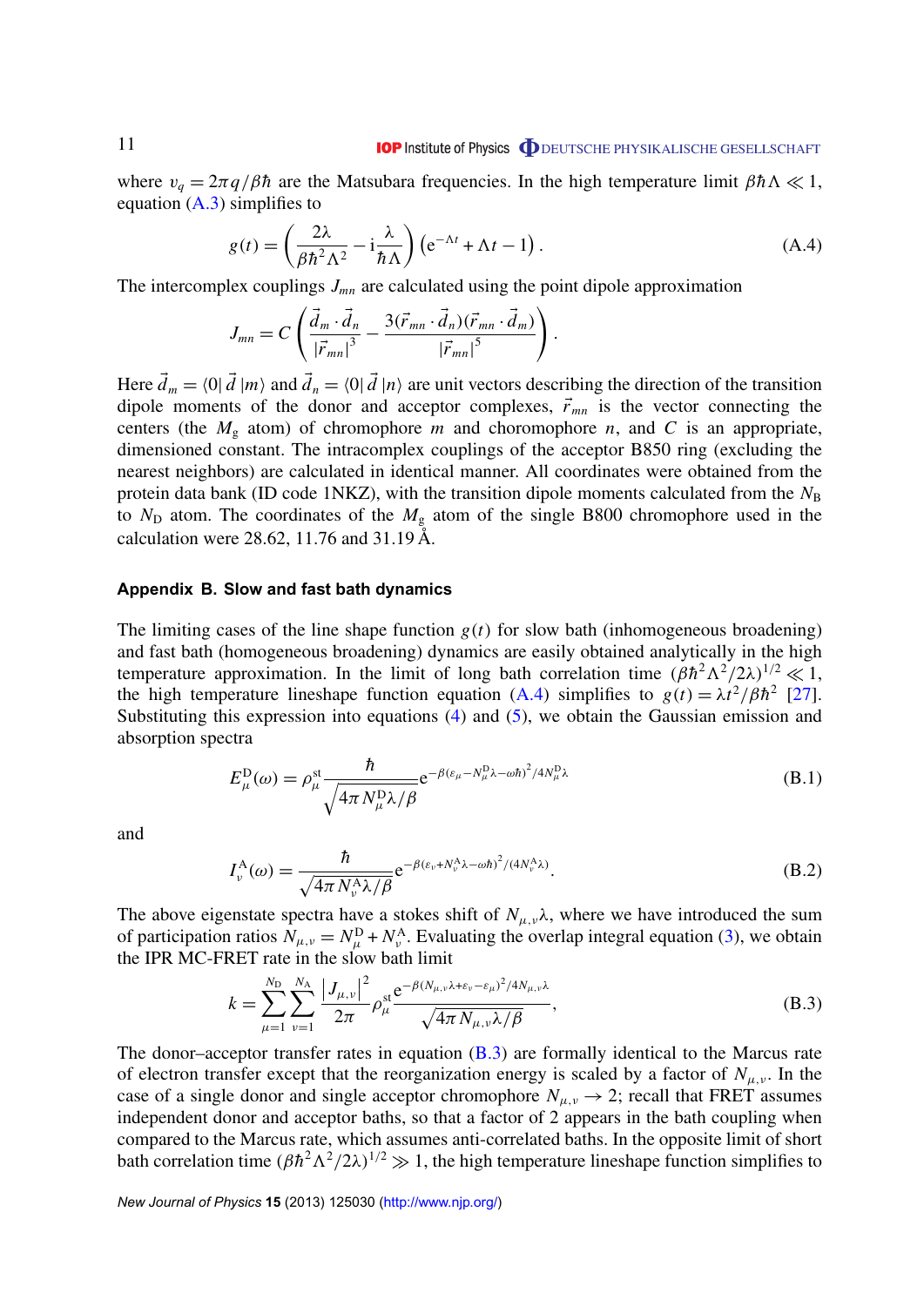where $\nu_q = 2\pi q/\beta\hbar$ are the Matsubara frequencies. In the high temperature limit $\beta\hbar\Lambda \ll 1$, equation (A.3) simplifies to

$$g(t) = \left(\frac{2\lambda}{\beta\hbar^2\Lambda^2} - i\frac{\lambda}{\hbar\Lambda}\right)\left(e^{-\Lambda t} + \Lambda t - 1\right). \tag{A.4}$$

The intercomplex couplings $J_{mn}$ are calculated using the point dipole approximation

$$J_{mn} = C\left(\frac{\vec{d}_m \cdot \vec{d}_n}{|\vec{r}_{mn}|^3} - \frac{3(\vec{r}_{mn}\cdot\vec{d}_n)(\vec{r}_{mn}\cdot\vec{d}_m)}{|\vec{r}_{mn}|^5}\right).$$

Here $\vec{d}_m = \langle 0|\,\vec{d}\,|m\rangle$ and $\vec{d}_n = \langle 0|\,\vec{d}\,|n\rangle$ are unit vectors describing the direction of the transition dipole moments of the donor and acceptor complexes, $\vec{r}_{mn}$ is the vector connecting the centers (the $M_g$ atom) of chromophore $m$ and choromophore $n$, and $C$ is an appropriate, dimensioned constant. The intracomplex couplings of the acceptor B850 ring (excluding the nearest neighbors) are calculated in identical manner. All coordinates were obtained from the protein data bank (ID code 1NKZ), with the transition dipole moments calculated from the $N_B$ to $N_D$ atom. The coordinates of the $M_g$ atom of the single B800 chromophore used in the calculation were 28.62, 11.76 and 31.19 Å.

## Appendix B. Slow and fast bath dynamics

The limiting cases of the line shape function $g(t)$ for slow bath (inhomogeneous broadening) and fast bath (homogeneous broadening) dynamics are easily obtained analytically in the high temperature approximation. In the limit of long bath correlation time $(\beta\hbar^2\Lambda^2/2\lambda)^{1/2} \ll 1$, the high temperature lineshape function equation (A.4) simplifies to $g(t) = \lambda t^2/\beta\hbar^2$ [27]. Substituting this expression into equations (4) and (5), we obtain the Gaussian emission and absorption spectra

$$E^{\mathrm{D}}_{\mu}(\omega) = \rho^{\mathrm{st}}_{\mu}\frac{\hbar}{\sqrt{4\pi N^{\mathrm{D}}_{\mu}\lambda/\beta}}\mathrm{e}^{-\beta(\varepsilon_\mu - N^{\mathrm{D}}_{\mu}\lambda - \omega\hbar)^2/4N^{\mathrm{D}}_{\mu}\lambda} \tag{B.1}$$

and

$$I^{\mathrm{A}}_{\nu}(\omega) = \frac{\hbar}{\sqrt{4\pi N^{\mathrm{A}}_{\nu}\lambda/\beta}}\mathrm{e}^{-\beta(\varepsilon_\nu + N^{\mathrm{A}}_{\nu}\lambda - \omega\hbar)^2/(4N^{\mathrm{A}}_{\nu}\lambda)}. \tag{B.2}$$

The above eigenstate spectra have a stokes shift of $N_{\mu,\nu}\lambda$, where we have introduced the sum of participation ratios $N_{\mu,\nu} = N^{\mathrm{D}}_{\mu} + N^{\mathrm{A}}_{\nu}$. Evaluating the overlap integral equation (3), we obtain the IPR MC-FRET rate in the slow bath limit

$$k = \sum_{\mu=1}^{N_{\mathrm{D}}}\sum_{\nu=1}^{N_{\mathrm{A}}}\frac{|J_{\mu,\nu}|^2}{2\pi}\rho^{\mathrm{st}}_{\mu}\frac{\mathrm{e}^{-\beta(N_{\mu,\nu}\lambda + \varepsilon_\nu - \varepsilon_\mu)^2/4N_{\mu,\nu}\lambda}}{\sqrt{4\pi N_{\mu,\nu}\lambda/\beta}}, \tag{B.3}$$

The donor–acceptor transfer rates in equation (B.3) are formally identical to the Marcus rate of electron transfer except that the reorganization energy is scaled by a factor of $N_{\mu,\nu}$. In the case of a single donor and single acceptor chromophore $N_{\mu,\nu} \to 2$; recall that FRET assumes independent donor and acceptor baths, so that a factor of 2 appears in the bath coupling when compared to the Marcus rate, which assumes anti-correlated baths. In the opposite limit of short bath correlation time $(\beta\hbar^2\Lambda^2/2\lambda)^{1/2} \gg 1$, the high temperature lineshape function simplifies to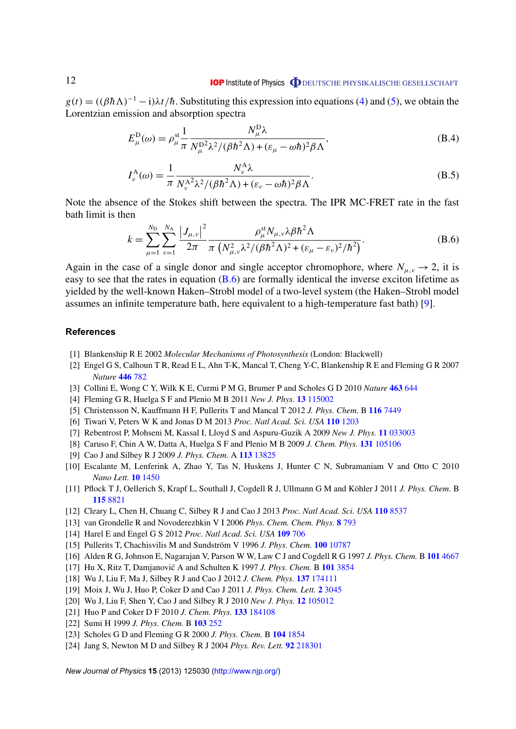$g(t) = ((\beta\hbar\Lambda)^{-1} - \mathrm{i})\lambda t/\hbar$. Substituting this expression into equations (4) and (5), we obtain the Lorentzian emission and absorption spectra

$$E_{\mu}^{\mathrm{D}}(\omega) = \rho_{\mu}^{\mathrm{st}} \frac{1}{\pi} \frac{N_{\mu}^{\mathrm{D}}\lambda}{N_{\mu}^{\mathrm{D}2}\lambda^2/(\beta\hbar^2\Lambda) + (\varepsilon_{\mu} - \omega\hbar)^2\beta\Lambda}, \tag{B.4}$$

$$I_{\nu}^{\mathrm{A}}(\omega) = \frac{1}{\pi} \frac{N_{\nu}^{\mathrm{A}}\lambda}{N_{\nu}^{\mathrm{A}2}\lambda^2/(\beta\hbar^2\Lambda) + (\varepsilon_{\nu} - \omega\hbar)^2\beta\Lambda}. \tag{B.5}$$

Note the absence of the Stokes shift between the spectra. The IPR MC-FRET rate in the fast bath limit is then

$$k = \sum_{\mu=1}^{N_{\mathrm{D}}} \sum_{\nu=1}^{N_{\mathrm{A}}} \frac{|J_{\mu,\nu}|^2}{2\pi} \frac{\rho_{\mu}^{\mathrm{st}} N_{\mu,\nu}\lambda\beta\hbar^2\Lambda}{\pi \left(N_{\mu,\nu}^2\lambda^2/(\beta\hbar^2\Lambda)^2 + (\varepsilon_{\mu} - \varepsilon_{\nu})^2/\hbar^2\right)}. \tag{B.6}$$

Again in the case of a single donor and single acceptor chromophore, where $N_{\mu,\nu} \to 2$, it is easy to see that the rates in equation (B.6) are formally identical the inverse exciton lifetime as yielded by the well-known Haken–Strobl model of a two-level system (the Haken–Strobl model assumes an infinite temperature bath, here equivalent to a high-temperature fast bath) [9].

## References

[1] Blankenship R E 2002 *Molecular Mechanisms of Photosynthesis* (London: Blackwell)

[2] Engel G S, Calhoun T R, Read E L, Ahn T-K, Mancal T, Cheng Y-C, Blankenship R E and Fleming G R 2007 *Nature* **446** 782

[3] Collini E, Wong C Y, Wilk K E, Curmi P M G, Brumer P and Scholes G D 2010 *Nature* **463** 644

[4] Fleming G R, Huelga S F and Plenio M B 2011 *New J. Phys.* **13** 115002

[5] Christensson N, Kauffmann H F, Pullerits T and Mancal T 2012 *J. Phys. Chem.* B **116** 7449

[6] Tiwari V, Peters W K and Jonas D M 2013 *Proc. Natl Acad. Sci. USA* **110** 1203

[7] Rebentrost P, Mohseni M, Kassal I, Lloyd S and Aspuru-Guzik A 2009 *New J. Phys.* **11** 033003

[8] Caruso F, Chin A W, Datta A, Huelga S F and Plenio M B 2009 *J. Chem. Phys.* **131** 105106

[9] Cao J and Silbey R J 2009 *J. Phys. Chem.* A **113** 13825

[10] Escalante M, Lenferink A, Zhao Y, Tas N, Huskens J, Hunter C N, Subramaniam V and Otto C 2010 *Nano Lett.* **10** 1450

[11] Pflock T J, Oellerich S, Krapf L, Southall J, Cogdell R J, Ullmann G M and Köhler J 2011 *J. Phys. Chem.* B **115** 8821

[12] Cleary L, Chen H, Chuang C, Silbey R J and Cao J 2013 *Proc. Natl Acad. Sci. USA* **110** 8537

[13] van Grondelle R and Novoderezhkin V I 2006 *Phys. Chem. Chem. Phys.* **8** 793

[14] Harel E and Engel G S 2012 *Proc. Natl Acad. Sci. USA* **109** 706

[15] Pullerits T, Chachisvilis M and Sundström V 1996 *J. Phys. Chem.* **100** 10787

[16] Alden R G, Johnson E, Nagarajan V, Parson W W, Law C J and Cogdell R G 1997 *J. Phys. Chem.* B **101** 4667

[17] Hu X, Ritz T, Damjanović A and Schulten K 1997 *J. Phys. Chem.* B **101** 3854

[18] Wu J, Liu F, Ma J, Silbey R J and Cao J 2012 *J. Chem. Phys.* **137** 174111

[19] Moix J, Wu J, Huo P, Coker D and Cao J 2011 *J. Phys. Chem. Lett.* **2** 3045

[20] Wu J, Liu F, Shen Y, Cao J and Silbey R J 2010 *New J. Phys.* **12** 105012

[21] Huo P and Coker D F 2010 *J. Chem. Phys.* **133** 184108

[22] Sumi H 1999 *J. Phys. Chem.* B **103** 252

[23] Scholes G D and Fleming G R 2000 *J. Phys. Chem.* B **104** 1854

[24] Jang S, Newton M D and Silbey R J 2004 *Phys. Rev. Lett.* **92** 218301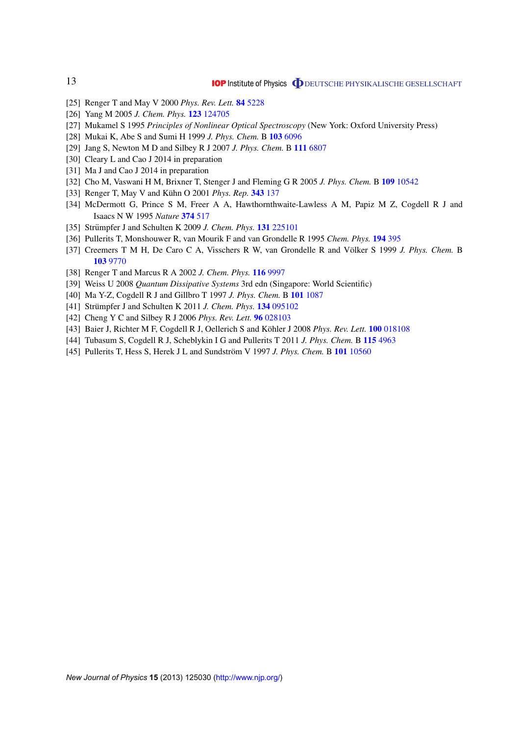[25] Renger T and May V 2000 *Phys. Rev. Lett.* **84** 5228

[26] Yang M 2005 *J. Chem. Phys.* **123** 124705

[27] Mukamel S 1995 *Principles of Nonlinear Optical Spectroscopy* (New York: Oxford University Press)

[28] Mukai K, Abe S and Sumi H 1999 *J. Phys. Chem.* B **103** 6096

[29] Jang S, Newton M D and Silbey R J 2007 *J. Phys. Chem.* B **111** 6807

[30] Cleary L and Cao J 2014 in preparation

[31] Ma J and Cao J 2014 in preparation

[32] Cho M, Vaswani H M, Brixner T, Stenger J and Fleming G R 2005 *J. Phys. Chem.* B **109** 10542

[33] Renger T, May V and Kühn O 2001 *Phys. Rep.* **343** 137

[34] McDermott G, Prince S M, Freer A A, Hawthornthwaite-Lawless A M, Papiz M Z, Cogdell R J and Isaacs N W 1995 *Nature* **374** 517

[35] Strümpfer J and Schulten K 2009 *J. Chem. Phys.* **131** 225101

[36] Pullerits T, Monshouwer R, van Mourik F and van Grondelle R 1995 *Chem. Phys.* **194** 395

[37] Creemers T M H, De Caro C A, Visschers R W, van Grondelle R and Völker S 1999 *J. Phys. Chem.* B **103** 9770

[38] Renger T and Marcus R A 2002 *J. Chem. Phys.* **116** 9997

[39] Weiss U 2008 *Quantum Dissipative Systems* 3rd edn (Singapore: World Scientific)

[40] Ma Y-Z, Cogdell R J and Gillbro T 1997 *J. Phys. Chem.* B **101** 1087

[41] Strümpfer J and Schulten K 2011 *J. Chem. Phys.* **134** 095102

[42] Cheng Y C and Silbey R J 2006 *Phys. Rev. Lett.* **96** 028103

[43] Baier J, Richter M F, Cogdell R J, Oellerich S and Köhler J 2008 *Phys. Rev. Lett.* **100** 018108

[44] Tubasum S, Cogdell R J, Scheblykin I G and Pullerits T 2011 *J. Phys. Chem.* B **115** 4963

[45] Pullerits T, Hess S, Herek J L and Sundström V 1997 *J. Phys. Chem.* B **101** 10560